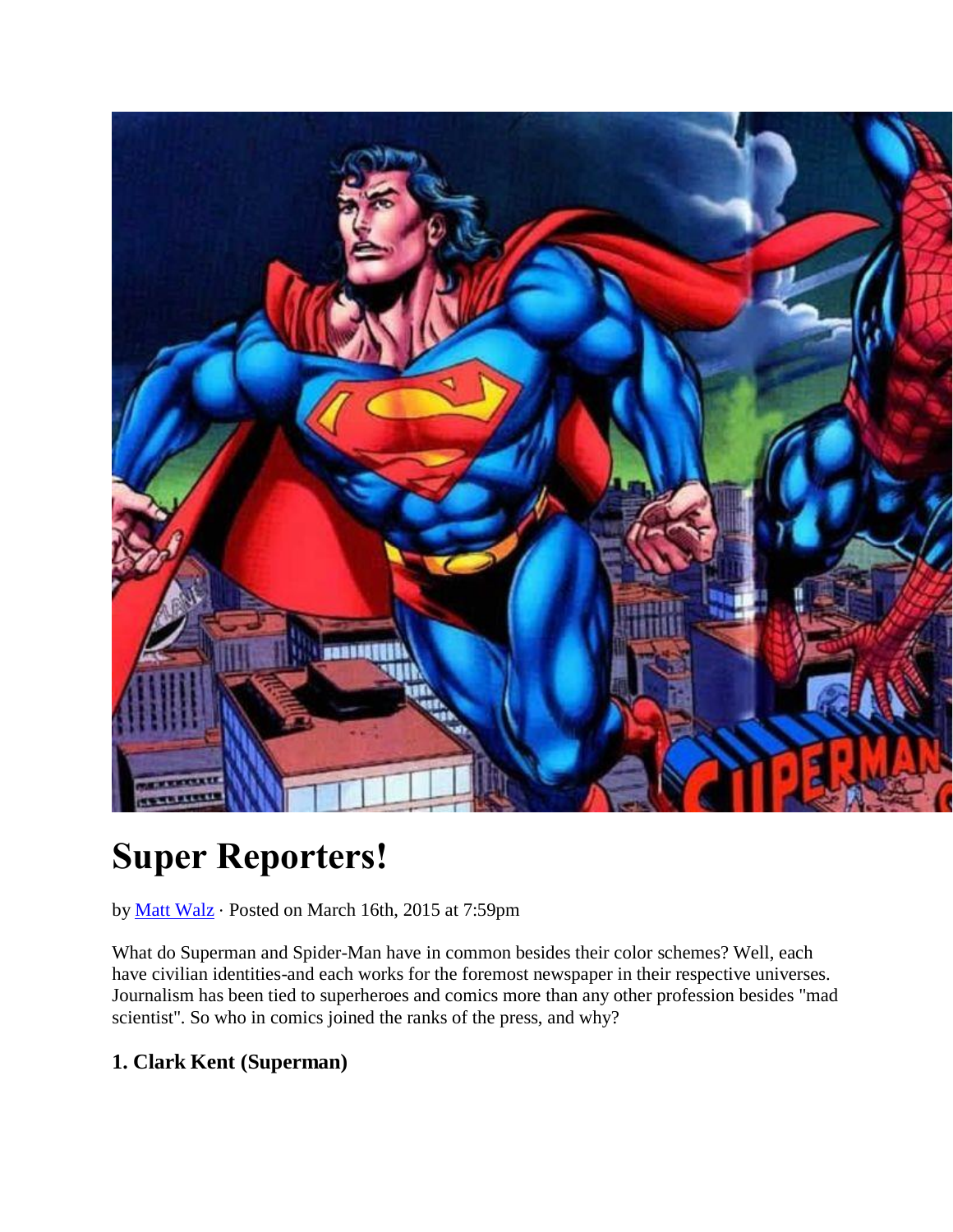# Super Reporters!

by Matt Walz · Posted on March 16th, 2015 at 7:59pm

What do Superman and Spider-Man have in common besides their color schemes? Well, each have civilian identities-and each works for the foremost newspaper in their respective universes. Journalism has been tied to superheroes and comics more than any other profession besides "mad scientist". So who in comics joined the ranks of the press, and why?

### 1. Clark Kent (Superman)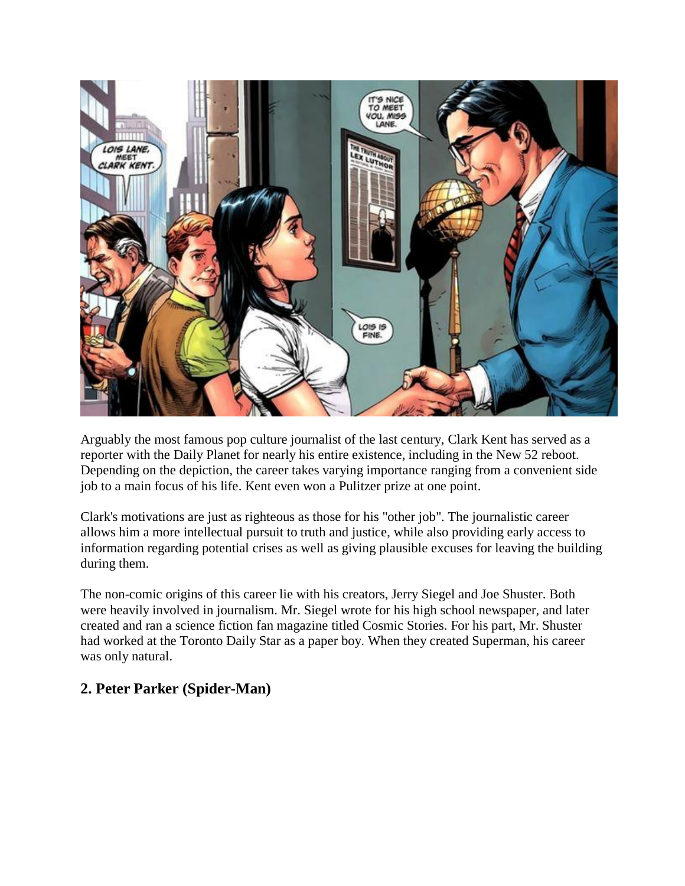Arguably the most famous pop culture journalist of the last century, Clark Kent has served as a reporter with the Daily Planet for nearly his entire existence, including in the New 52 reboot. Depending on the depiction, the career takes varying importance ranging from a convenient side job to a main focus of his life. Kent even won a Pulitzer prize at one point.

Clark's motivations are just as righteous as those for his "other job". The journalistic career allows him a more intellectual pursuit to truth and justice, while also providing early access to information regarding potential crises as well as giving plausible excuses for leaving the building during them.

The non-comic origins of this career lie with his creators, Jerry Siegel and Joe Shuster. Both were heavily involved in journalism. Mr. Siegel wrote for his high school newspaper, and later created and ran a science fiction fan magazine titled Cosmic Stories. For his part, Mr. Shuster had worked at the Toronto Daily Star as a paper boy. When they created Superman, his career was only natural.

## 2. Peter Parker (Spider-Man)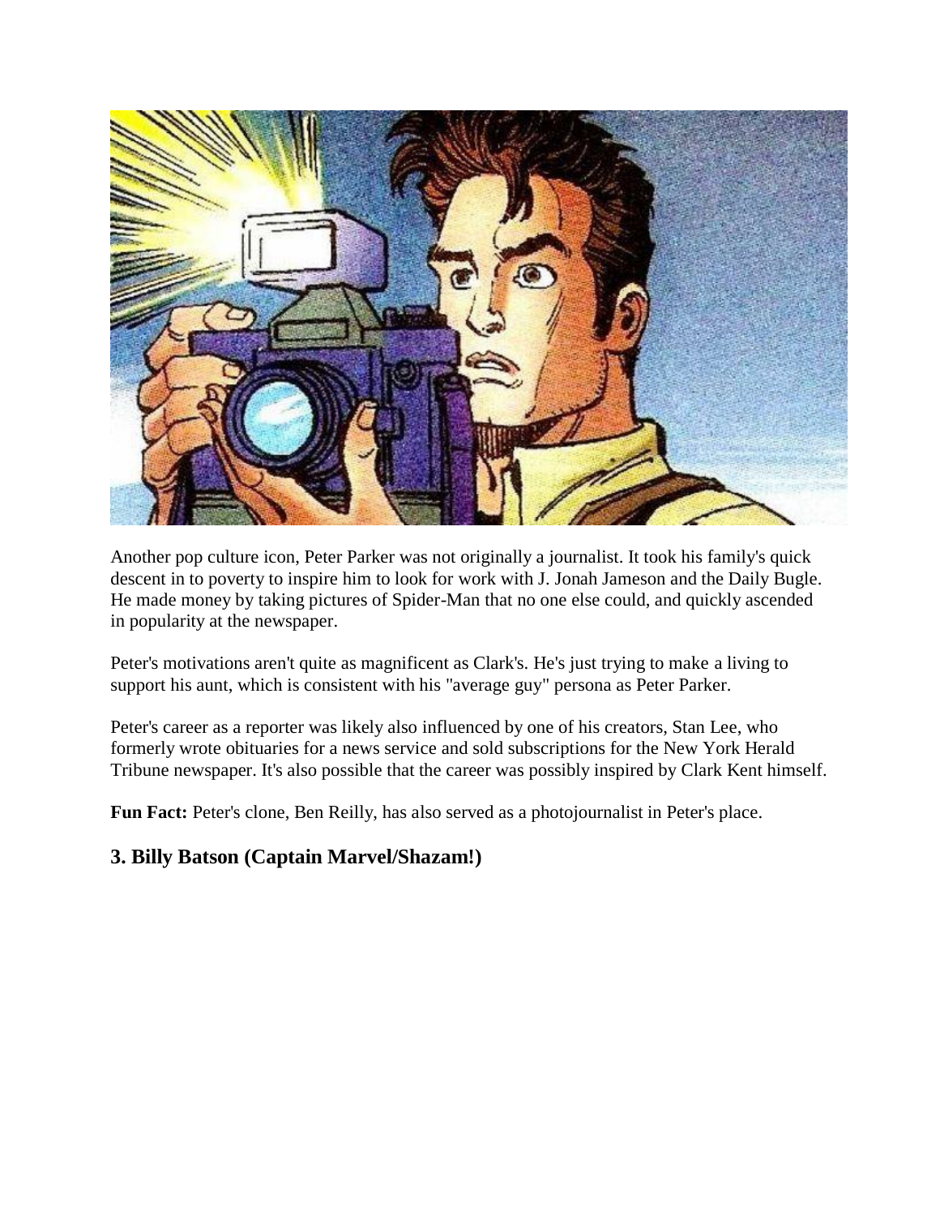Another pop culture icon, Peter Parker was not originally a journalist. It took his family's quick descent in to poverty to inspire him to look for work with J. Jonah Jameson and the Daily Bugle. He made money by taking pictures of Spider-Man that no one else could, and quickly ascended in popularity at the newspaper.

Peter's motivations aren't quite as magnificent as Clark's. He's just trying to make a living to support his aunt, which is consistent with his "average guy" persona as Peter Parker.

Peter's career as a reporter was likely also influenced by one of his creators, Stan Lee, who formerly wrote obituaries for a news service and sold subscriptions for the New York Herald Tribune newspaper. It's also possible that the career was possibly inspired by Clark Kent himself.

**Fun Fact:** Peter's clone, Ben Reilly, has also served as a photojournalist in Peter's place.

## 3. Billy Batson (Captain Marvel/Shazam!)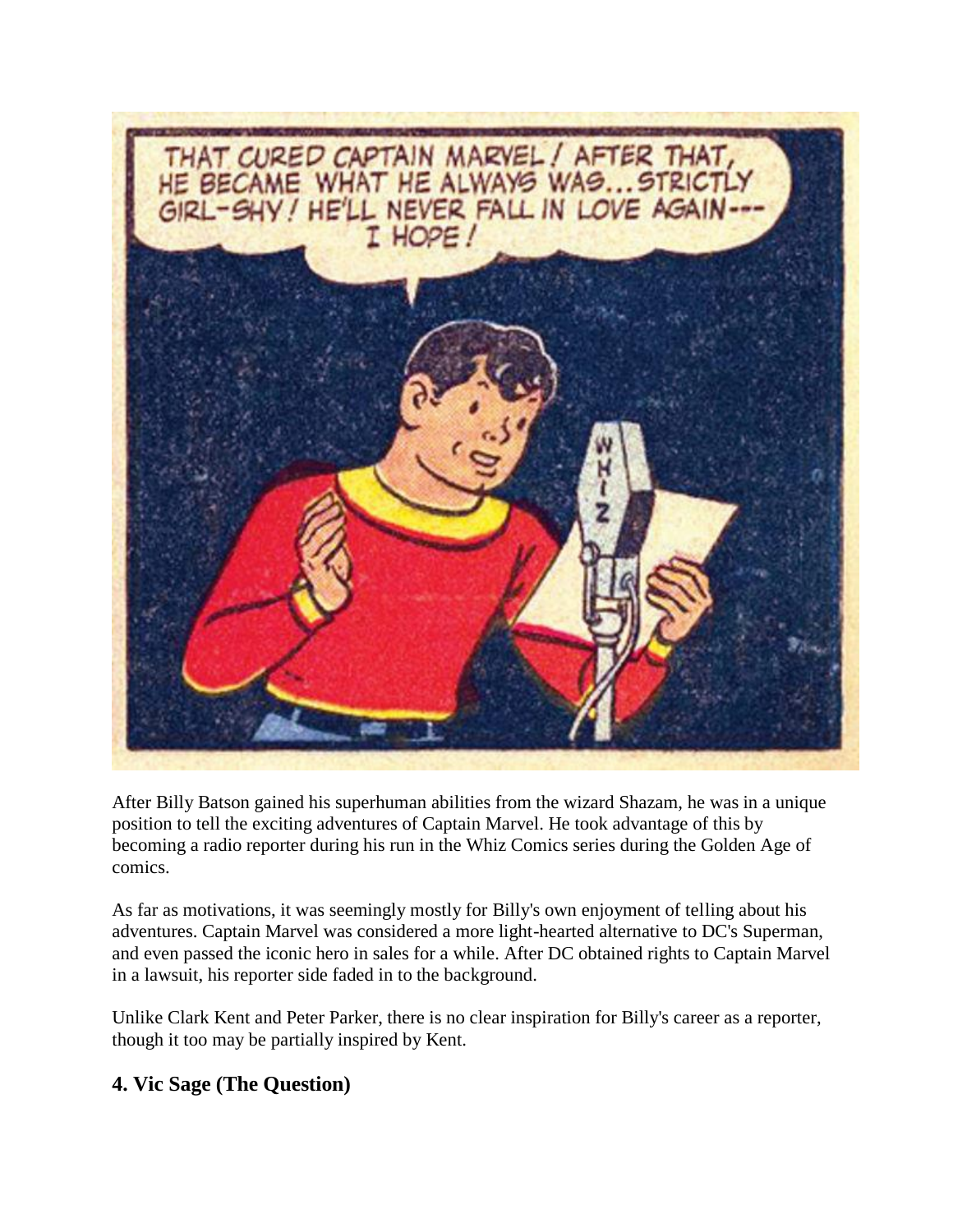After Billy Batson gained his superhuman abilities from the wizard Shazam, he was in a unique position to tell the exciting adventures of Captain Marvel. He took advantage of this by becoming a radio reporter during his run in the Whiz Comics series during the Golden Age of comics.

As far as motivations, it was seemingly mostly for Billy's own enjoyment of telling about his adventures. Captain Marvel was considered a more light-hearted alternative to DC's Superman, and even passed the iconic hero in sales for a while. After DC obtained rights to Captain Marvel in a lawsuit, his reporter side faded in to the background.

Unlike Clark Kent and Peter Parker, there is no clear inspiration for Billy's career as a reporter, though it too may be partially inspired by Kent.

## 4. Vic Sage (The Question)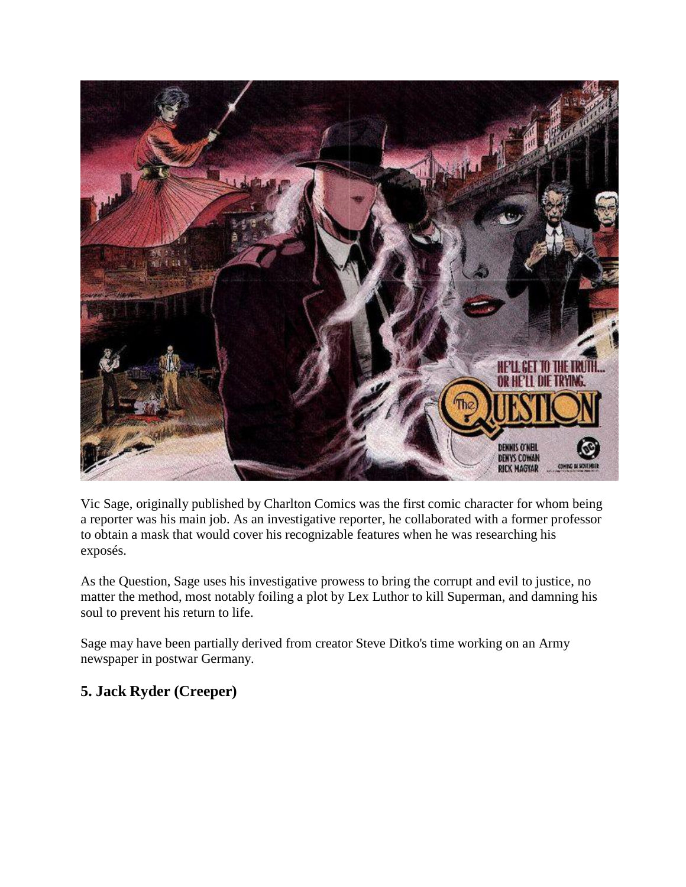Vic Sage, originally published by Charlton Comics was the first comic character for whom being a reporter was his main job. As an investigative reporter, he collaborated with a former professor to obtain a mask that would cover his recognizable features when he was researching his exposés.

As the Question, Sage uses his investigative prowess to bring the corrupt and evil to justice, no matter the method, most notably foiling a plot by Lex Luthor to kill Superman, and damning his soul to prevent his return to life.

Sage may have been partially derived from creator Steve Ditko's time working on an Army newspaper in postwar Germany.

## 5. Jack Ryder (Creeper)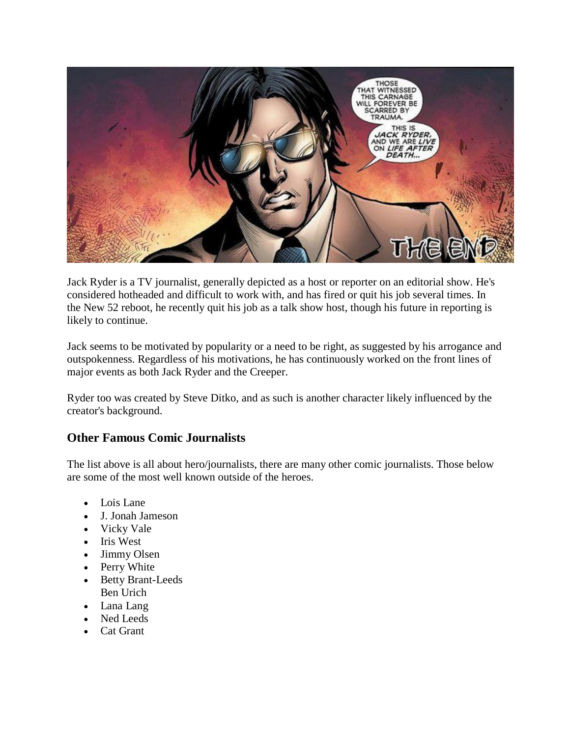Jack Ryder is a TV journalist, generally depicted as a host or reporter on an editorial show. He's considered hotheaded and difficult to work with, and has fired or quit his job several times. In the New 52 reboot, he recently quit his job as a talk show host, though his future in reporting is likely to continue.

Jack seems to be motivated by popularity or a need to be right, as suggested by his arrogance and outspokenness. Regardless of his motivations, he has continuously worked on the front lines of major events as both Jack Ryder and the Creeper.

Ryder too was created by Steve Ditko, and as such is another character likely influenced by the creator's background.

## Other Famous Comic Journalists

The list above is all about hero/journalists, there are many other comic journalists. Those below are some of the most well known outside of the heroes.

- Lois Lane
- J. Jonah Jameson
- Vicky Vale
- Iris West
- Jimmy Olsen
- Perry White
- Betty Brant-Leeds
  Ben Urich
- Lana Lang
- Ned Leeds
- Cat Grant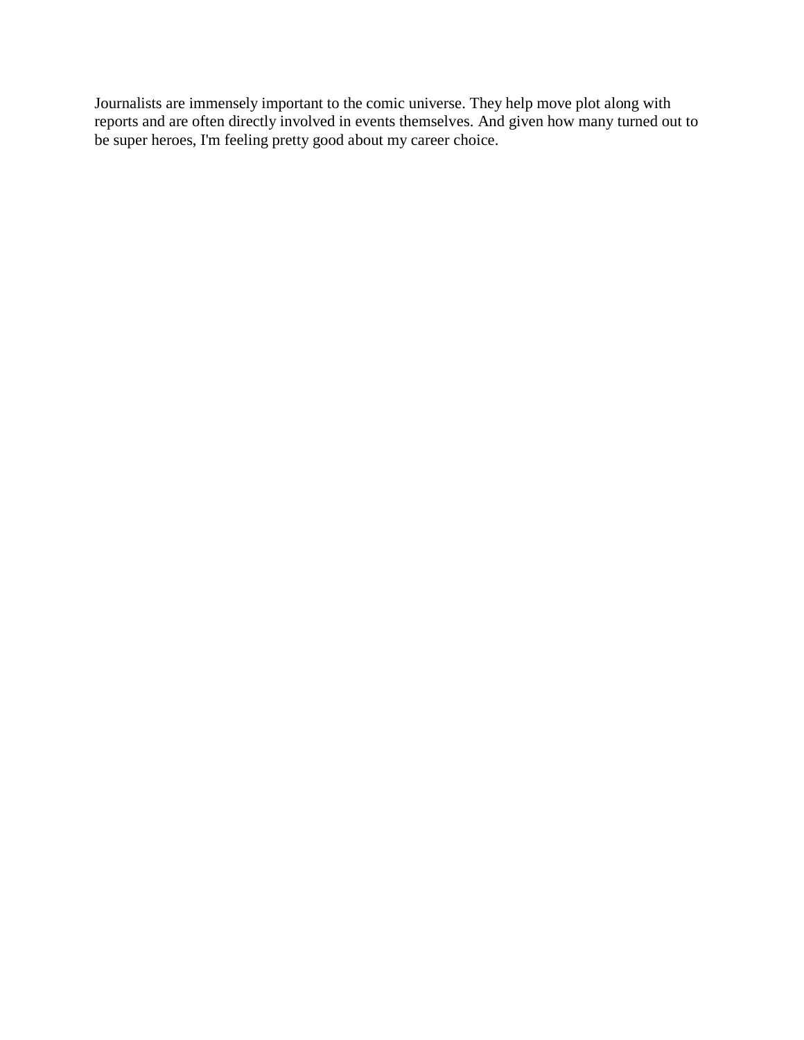Journalists are immensely important to the comic universe. They help move plot along with reports and are often directly involved in events themselves. And given how many turned out to be super heroes, I'm feeling pretty good about my career choice.